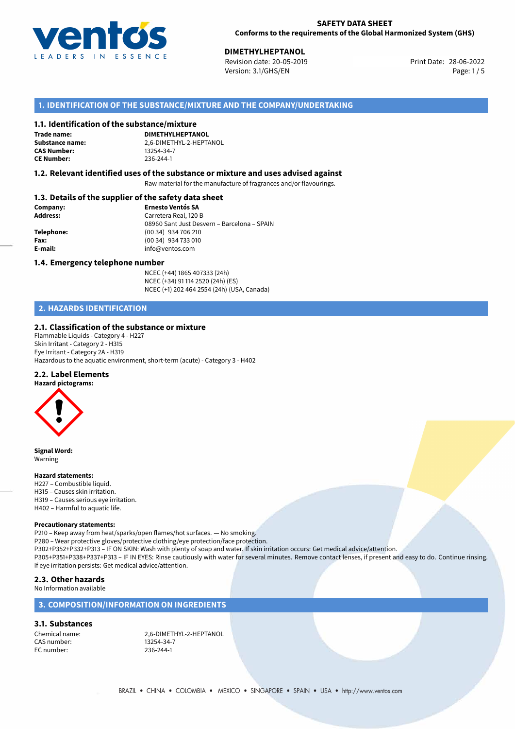**SAFETY DATA SHEET**
**Conforms to the requirements of the Global Harmonized System (GHS)**

**DIMETHYLHEPTANOL**
Revision date: 20-05-2019
Version: 3.1/GHS/EN
Print Date: 28-06-2022

## 1. IDENTIFICATION OF THE SUBSTANCE/MIXTURE AND THE COMPANY/UNDERTAKING

### 1.1. Identification of the substance/mixture

**Trade name:** DIMETHYLHEPTANOL
**Substance name:** 2,6-DIMETHYL-2-HEPTANOL
**CAS Number:** 13254-34-7
**CE Number:** 236-244-1

### 1.2. Relevant identified uses of the substance or mixture and uses advised against

Raw material for the manufacture of fragrances and/or flavourings.

### 1.3. Details of the supplier of the safety data sheet

**Company:** Ernesto Ventós SA
**Address:** Carretera Real, 120 B
08960 Sant Just Desvern – Barcelona – SPAIN
**Telephone:** (00 34) 934 706 210
**Fax:** (00 34) 934 733 010
**E-mail:** info@ventos.com

### 1.4. Emergency telephone number

NCEC (+44) 1865 407333 (24h)
NCEC (+34) 91 114 2520 (24h) (ES)
NCEC (+1) 202 464 2554 (24h) (USA, Canada)

## 2. HAZARDS IDENTIFICATION

### 2.1. Classification of the substance or mixture

Flammable Liquids - Category 4 - H227
Skin Irritant - Category 2 - H315
Eye Irritant - Category 2A - H319
Hazardous to the aquatic environment, short-term (acute) - Category 3 - H402

### 2.2. Label Elements

**Hazard pictograms:**

**Signal Word:**
Warning

**Hazard statements:**
H227 – Combustible liquid.
H315 – Causes skin irritation.
H319 – Causes serious eye irritation.
H402 – Harmful to aquatic life.

**Precautionary statements:**
P210 – Keep away from heat/sparks/open flames/hot surfaces. — No smoking.
P280 – Wear protective gloves/protective clothing/eye protection/face protection.
P302+P352+P332+P313 – IF ON SKIN: Wash with plenty of soap and water. If skin irritation occurs: Get medical advice/attention.
P305+P351+P338+P337+P313 – IF IN EYES: Rinse cautiously with water for several minutes. Remove contact lenses, if present and easy to do. Continue rinsing. If eye irritation persists: Get medical advice/attention.

### 2.3. Other hazards

No Information available

## 3. COMPOSITION/INFORMATION ON INGREDIENTS

### 3.1. Substances

Chemical name: 2,6-DIMETHYL-2-HEPTANOL
CAS number: 13254-34-7
EC number: 236-244-1

BRAZIL • CHINA • COLOMBIA • MEXICO • SINGAPORE • SPAIN • USA • http://www.ventos.com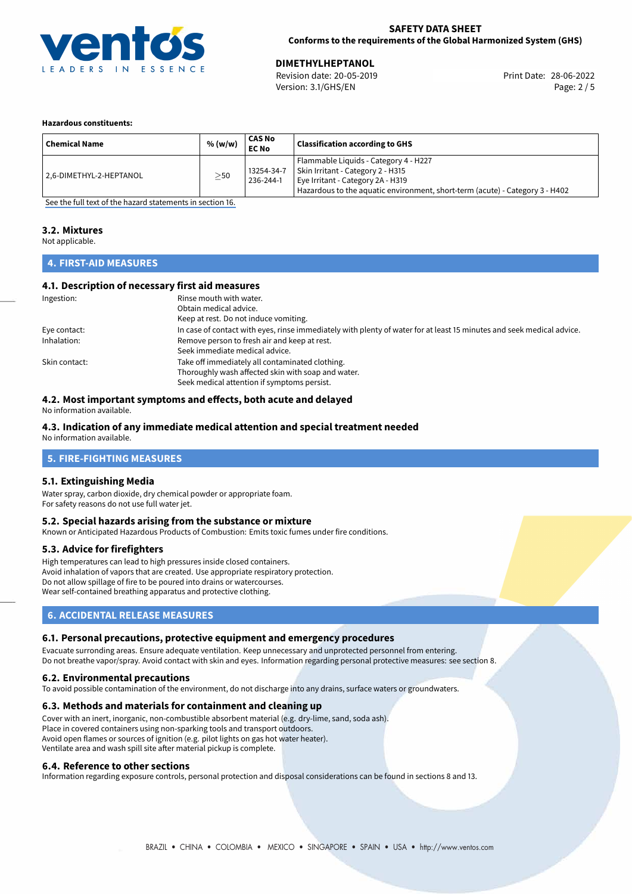**Hazardous constituents:**

| Chemical Name | % (w/w) | CAS No<br>EC No | Classification according to GHS |
|---|---|---|---|
| 2,6-DIMETHYL-2-HEPTANOL | ≥50 | 13254-34-7<br>236-244-1 | Flammable Liquids - Category 4 - H227<br>Skin Irritant - Category 2 - H315<br>Eye Irritant - Category 2A - H319<br>Hazardous to the aquatic environment, short-term (acute) - Category 3 - H402 |

See the full text of the hazard statements in section 16.

### 3.2. Mixtures

Not applicable.

## 4. FIRST-AID MEASURES

### 4.1. Description of necessary first aid measures

Ingestion: Rinse mouth with water.
Obtain medical advice.
Keep at rest. Do not induce vomiting.

Eye contact: In case of contact with eyes, rinse immediately with plenty of water for at least 15 minutes and seek medical advice.

Inhalation: Remove person to fresh air and keep at rest.
Seek immediate medical advice.

Skin contact: Take off immediately all contaminated clothing.
Thoroughly wash affected skin with soap and water.
Seek medical attention if symptoms persist.

### 4.2. Most important symptoms and effects, both acute and delayed

No information available.

### 4.3. Indication of any immediate medical attention and special treatment needed

No information available.

## 5. FIRE-FIGHTING MEASURES

### 5.1. Extinguishing Media

Water spray, carbon dioxide, dry chemical powder or appropriate foam.
For safety reasons do not use full water jet.

### 5.2. Special hazards arising from the substance or mixture

Known or Anticipated Hazardous Products of Combustion: Emits toxic fumes under fire conditions.

### 5.3. Advice for firefighters

High temperatures can lead to high pressures inside closed containers.
Avoid inhalation of vapors that are created. Use appropriate respiratory protection.
Do not allow spillage of fire to be poured into drains or watercourses.
Wear self-contained breathing apparatus and protective clothing.

## 6. ACCIDENTAL RELEASE MEASURES

### 6.1. Personal precautions, protective equipment and emergency procedures

Evacuate surronding areas. Ensure adequate ventilation. Keep unnecessary and unprotected personnel from entering.
Do not breathe vapor/spray. Avoid contact with skin and eyes. Information regarding personal protective measures: see section 8.

### 6.2. Environmental precautions

To avoid possible contamination of the environment, do not discharge into any drains, surface waters or groundwaters.

### 6.3. Methods and materials for containment and cleaning up

Cover with an inert, inorganic, non-combustible absorbent material (e.g. dry-lime, sand, soda ash).
Place in covered containers using non-sparking tools and transport outdoors.
Avoid open flames or sources of ignition (e.g. pilot lights on gas hot water heater).
Ventilate area and wash spill site after material pickup is complete.

### 6.4. Reference to other sections

Information regarding exposure controls, personal protection and disposal considerations can be found in sections 8 and 13.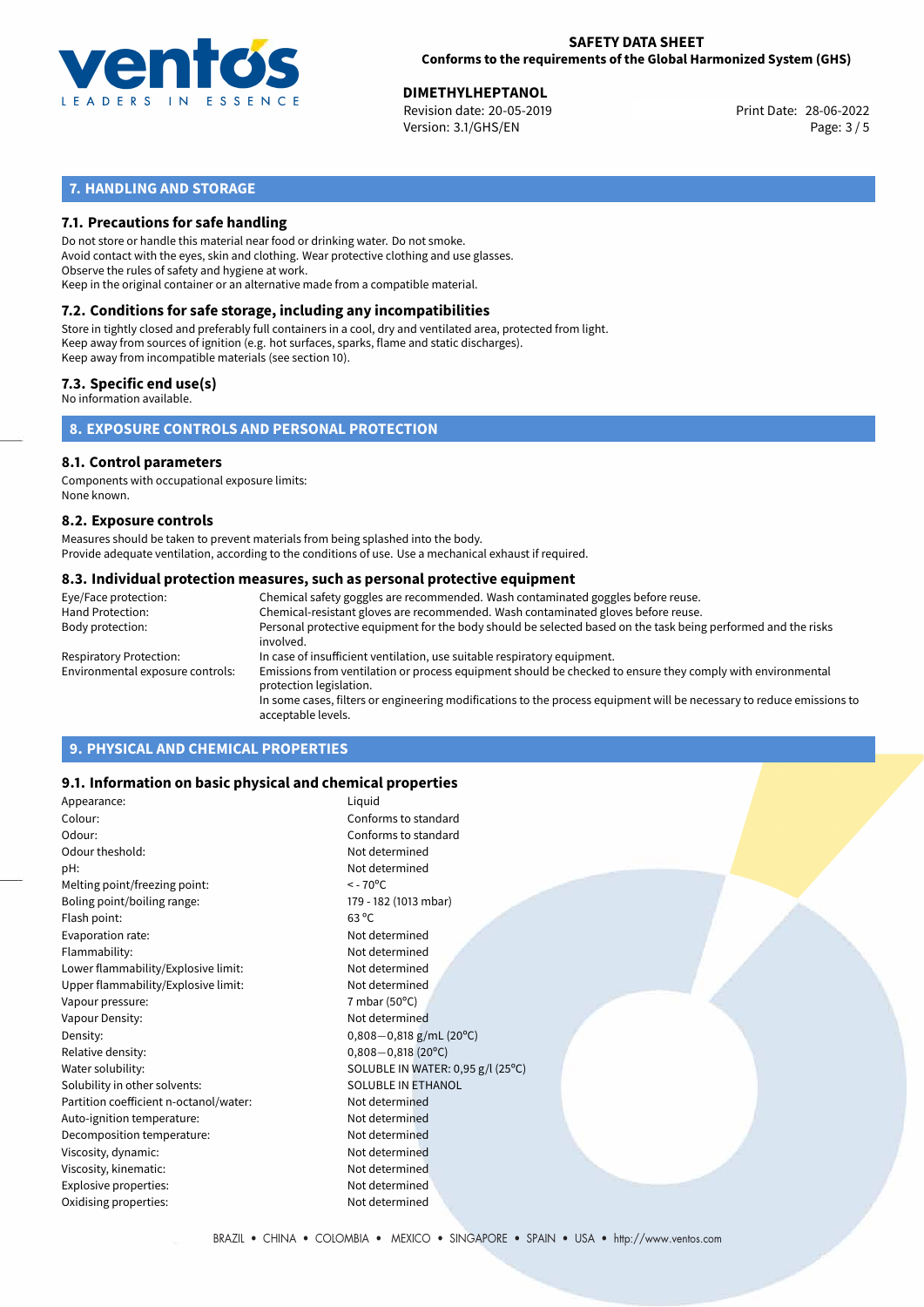## 7. HANDLING AND STORAGE

### 7.1. Precautions for safe handling

Do not store or handle this material near food or drinking water. Do not smoke.
Avoid contact with the eyes, skin and clothing. Wear protective clothing and use glasses.
Observe the rules of safety and hygiene at work.
Keep in the original container or an alternative made from a compatible material.

### 7.2. Conditions for safe storage, including any incompatibilities

Store in tightly closed and preferably full containers in a cool, dry and ventilated area, protected from light.
Keep away from sources of ignition (e.g. hot surfaces, sparks, flame and static discharges).
Keep away from incompatible materials (see section 10).

### 7.3. Specific end use(s)

No information available.

## 8. EXPOSURE CONTROLS AND PERSONAL PROTECTION

### 8.1. Control parameters

Components with occupational exposure limits:
None known.

### 8.2. Exposure controls

Measures should be taken to prevent materials from being splashed into the body.
Provide adequate ventilation, according to the conditions of use. Use a mechanical exhaust if required.

### 8.3. Individual protection measures, such as personal protective equipment

| | |
|---|---|
| Eye/Face protection: | Chemical safety goggles are recommended. Wash contaminated goggles before reuse. |
| Hand Protection: | Chemical-resistant gloves are recommended. Wash contaminated gloves before reuse. |
| Body protection: | Personal protective equipment for the body should be selected based on the task being performed and the risks involved. |
| Respiratory Protection: | In case of insufficient ventilation, use suitable respiratory equipment. |
| Environmental exposure controls: | Emissions from ventilation or process equipment should be checked to ensure they comply with environmental protection legislation. In some cases, filters or engineering modifications to the process equipment will be necessary to reduce emissions to acceptable levels. |

## 9. PHYSICAL AND CHEMICAL PROPERTIES

### 9.1. Information on basic physical and chemical properties

| | |
|---|---|
| Appearance: | Liquid |
| Colour: | Conforms to standard |
| Odour: | Conforms to standard |
| Odour theshold: | Not determined |
| pH: | Not determined |
| Melting point/freezing point: | < - 70°C |
| Boling point/boiling range: | 179 - 182 (1013 mbar) |
| Flash point: | 63 °C |
| Evaporation rate: | Not determined |
| Flammability: | Not determined |
| Lower flammability/Explosive limit: | Not determined |
| Upper flammability/Explosive limit: | Not determined |
| Vapour pressure: | 7 mbar (50°C) |
| Vapour Density: | Not determined |
| Density: | 0,808—0,818 g/mL (20°C) |
| Relative density: | 0,808—0,818 (20°C) |
| Water solubility: | SOLUBLE IN WATER: 0,95 g/l (25°C) |
| Solubility in other solvents: | SOLUBLE IN ETHANOL |
| Partition coefficient n-octanol/water: | Not determined |
| Auto-ignition temperature: | Not determined |
| Decomposition temperature: | Not determined |
| Viscosity, dynamic: | Not determined |
| Viscosity, kinematic: | Not determined |
| Explosive properties: | Not determined |
| Oxidising properties: | Not determined |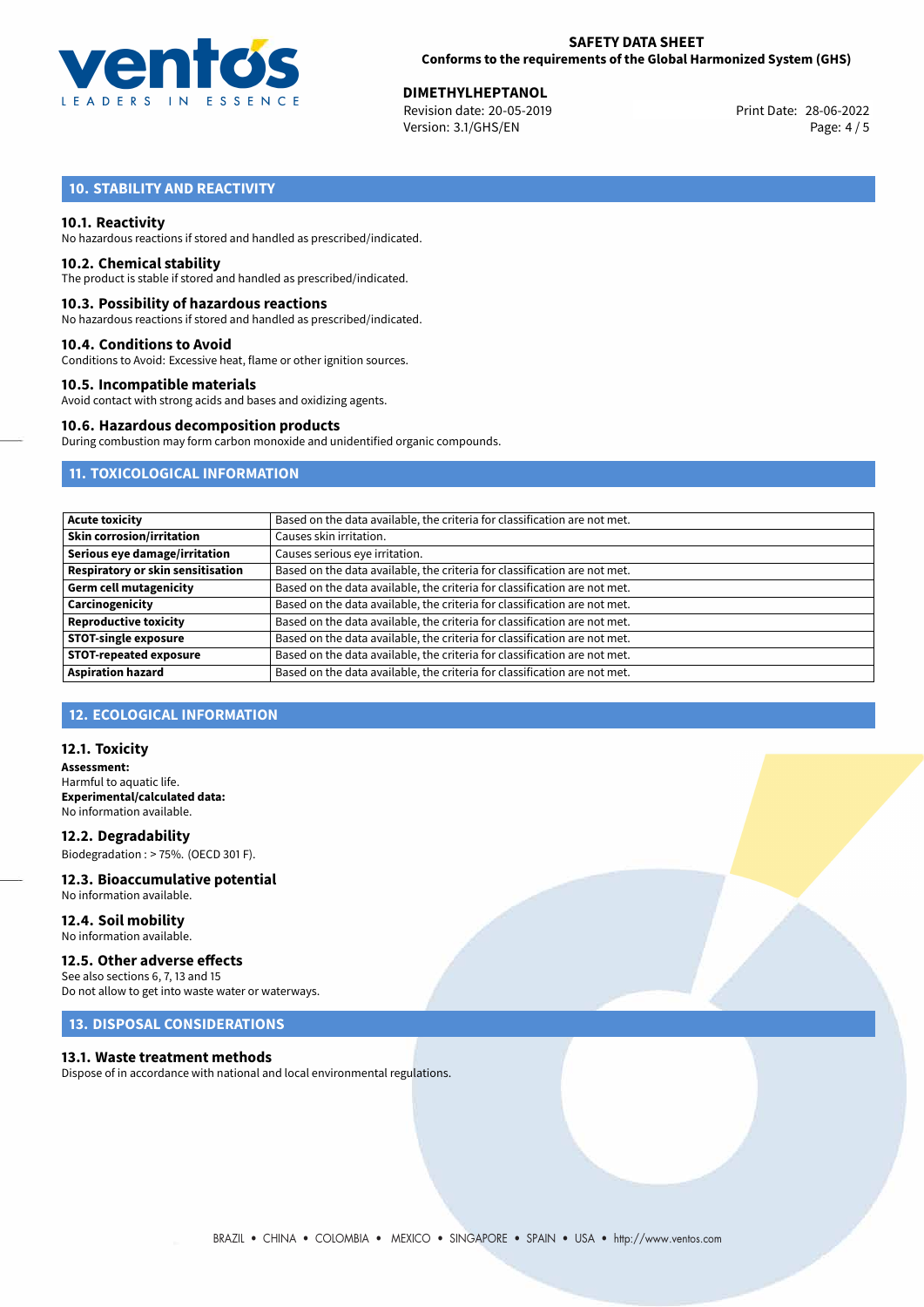## 10. STABILITY AND REACTIVITY

### 10.1. Reactivity

No hazardous reactions if stored and handled as prescribed/indicated.

### 10.2. Chemical stability

The product is stable if stored and handled as prescribed/indicated.

### 10.3. Possibility of hazardous reactions

No hazardous reactions if stored and handled as prescribed/indicated.

### 10.4. Conditions to Avoid

Conditions to Avoid: Excessive heat, flame or other ignition sources.

### 10.5. Incompatible materials

Avoid contact with strong acids and bases and oxidizing agents.

### 10.6. Hazardous decomposition products

During combustion may form carbon monoxide and unidentified organic compounds.

## 11. TOXICOLOGICAL INFORMATION

| | |
|---|---|
| **Acute toxicity** | Based on the data available, the criteria for classification are not met. |
| **Skin corrosion/irritation** | Causes skin irritation. |
| **Serious eye damage/irritation** | Causes serious eye irritation. |
| **Respiratory or skin sensitisation** | Based on the data available, the criteria for classification are not met. |
| **Germ cell mutagenicity** | Based on the data available, the criteria for classification are not met. |
| **Carcinogenicity** | Based on the data available, the criteria for classification are not met. |
| **Reproductive toxicity** | Based on the data available, the criteria for classification are not met. |
| **STOT-single exposure** | Based on the data available, the criteria for classification are not met. |
| **STOT-repeated exposure** | Based on the data available, the criteria for classification are not met. |
| **Aspiration hazard** | Based on the data available, the criteria for classification are not met. |

## 12. ECOLOGICAL INFORMATION

### 12.1. Toxicity

**Assessment:**
Harmful to aquatic life.
**Experimental/calculated data:**
No information available.

### 12.2. Degradability

Biodegradation : > 75%. (OECD 301 F).

### 12.3. Bioaccumulative potential

No information available.

### 12.4. Soil mobility

No information available.

### 12.5. Other adverse effects

See also sections 6, 7, 13 and 15
Do not allow to get into waste water or waterways.

## 13. DISPOSAL CONSIDERATIONS

### 13.1. Waste treatment methods

Dispose of in accordance with national and local environmental regulations.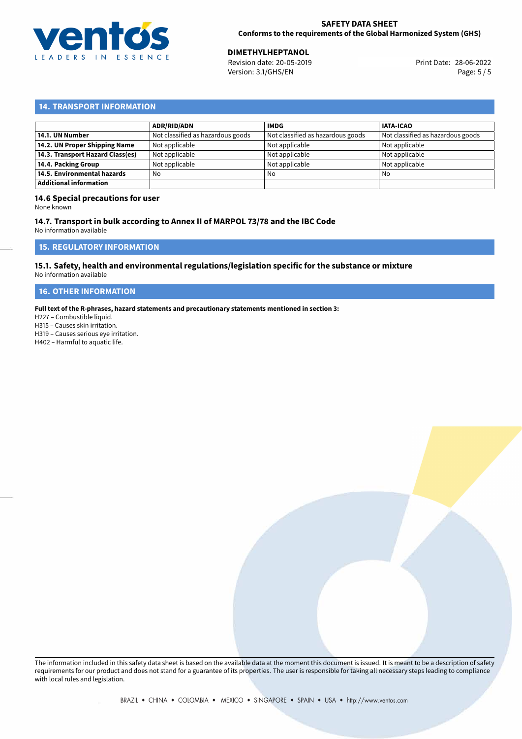## 14. TRANSPORT INFORMATION

| | ADR/RID/ADN | IMDG | IATA-ICAO |
|---|---|---|---|
| **14.1. UN Number** | Not classified as hazardous goods | Not classified as hazardous goods | Not classified as hazardous goods |
| **14.2. UN Proper Shipping Name** | Not applicable | Not applicable | Not applicable |
| **14.3. Transport Hazard Class(es)** | Not applicable | Not applicable | Not applicable |
| **14.4. Packing Group** | Not applicable | Not applicable | Not applicable |
| **14.5. Environmental hazards** | No | No | No |
| **Additional information** | | | |

### 14.6 Special precautions for user

None known

### 14.7. Transport in bulk according to Annex II of MARPOL 73/78 and the IBC Code

No information available

## 15. REGULATORY INFORMATION

### 15.1. Safety, health and environmental regulations/legislation specific for the substance or mixture

No information available

## 16. OTHER INFORMATION

**Full text of the R-phrases, hazard statements and precautionary statements mentioned in section 3:**

H227 – Combustible liquid.
H315 – Causes skin irritation.
H319 – Causes serious eye irritation.
H402 – Harmful to aquatic life.

The information included in this safety data sheet is based on the available data at the moment this document is issued. It is meant to be a description of safety requirements for our product and does not stand for a guarantee of its properties. The user is responsible for taking all necessary steps leading to compliance with local rules and legislation.